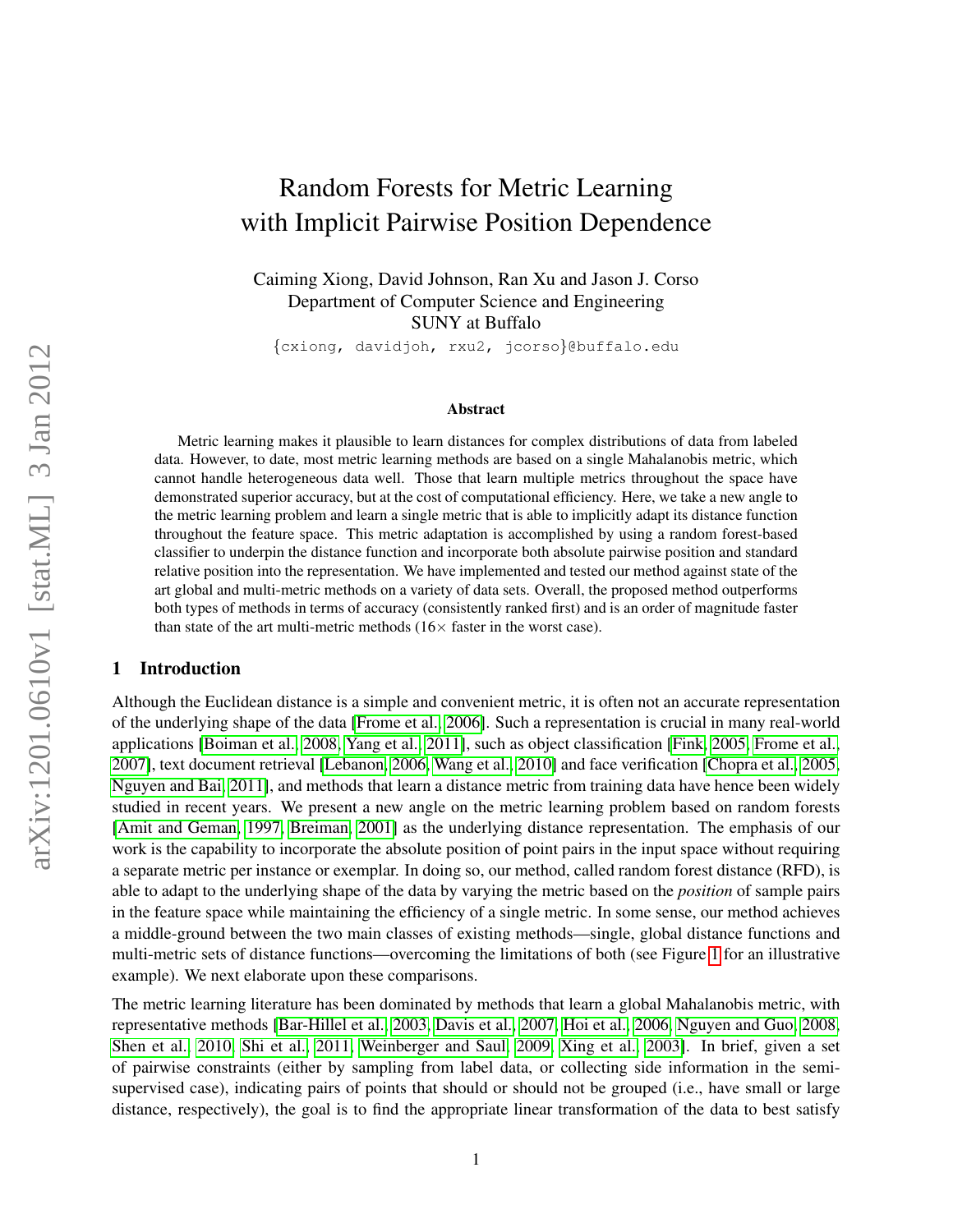# Random Forests for Metric Learning with Implicit Pairwise Position Dependence

Caiming Xiong, David Johnson, Ran Xu and Jason J. Corso
Department of Computer Science and Engineering
SUNY at Buffalo
{cxiong, davidjoh, rxu2, jcorso}@buffalo.edu

## Abstract

Metric learning makes it plausible to learn distances for complex distributions of data from labeled data. However, to date, most metric learning methods are based on a single Mahalanobis metric, which cannot handle heterogeneous data well. Those that learn multiple metrics throughout the space have demonstrated superior accuracy, but at the cost of computational efficiency. Here, we take a new angle to the metric learning problem and learn a single metric that is able to implicitly adapt its distance function throughout the feature space. This metric adaptation is accomplished by using a random forest-based classifier to underpin the distance function and incorporate both absolute pairwise position and standard relative position into the representation. We have implemented and tested our method against state of the art global and multi-metric methods on a variety of data sets. Overall, the proposed method outperforms both types of methods in terms of accuracy (consistently ranked first) and is an order of magnitude faster than state of the art multi-metric methods (16× faster in the worst case).

## 1 Introduction

Although the Euclidean distance is a simple and convenient metric, it is often not an accurate representation of the underlying shape of the data [Frome et al., 2006]. Such a representation is crucial in many real-world applications [Boiman et al., 2008, Yang et al., 2011], such as object classification [Fink, 2005, Frome et al., 2007], text document retrieval [Lebanon, 2006, Wang et al., 2010] and face verification [Chopra et al., 2005, Nguyen and Bai, 2011], and methods that learn a distance metric from training data have hence been widely studied in recent years. We present a new angle on the metric learning problem based on random forests [Amit and Geman, 1997, Breiman, 2001] as the underlying distance representation. The emphasis of our work is the capability to incorporate the absolute position of point pairs in the input space without requiring a separate metric per instance or exemplar. In doing so, our method, called random forest distance (RFD), is able to adapt to the underlying shape of the data by varying the metric based on the *position* of sample pairs in the feature space while maintaining the efficiency of a single metric. In some sense, our method achieves a middle-ground between the two main classes of existing methods—single, global distance functions and multi-metric sets of distance functions—overcoming the limitations of both (see Figure 1 for an illustrative example). We next elaborate upon these comparisons.

The metric learning literature has been dominated by methods that learn a global Mahalanobis metric, with representative methods [Bar-Hillel et al., 2003, Davis et al., 2007, Hoi et al., 2006, Nguyen and Guo, 2008, Shen et al., 2010, Shi et al., 2011, Weinberger and Saul, 2009, Xing et al., 2003]. In brief, given a set of pairwise constraints (either by sampling from label data, or collecting side information in the semi-supervised case), indicating pairs of points that should or should not be grouped (i.e., have small or large distance, respectively), the goal is to find the appropriate linear transformation of the data to best satisfy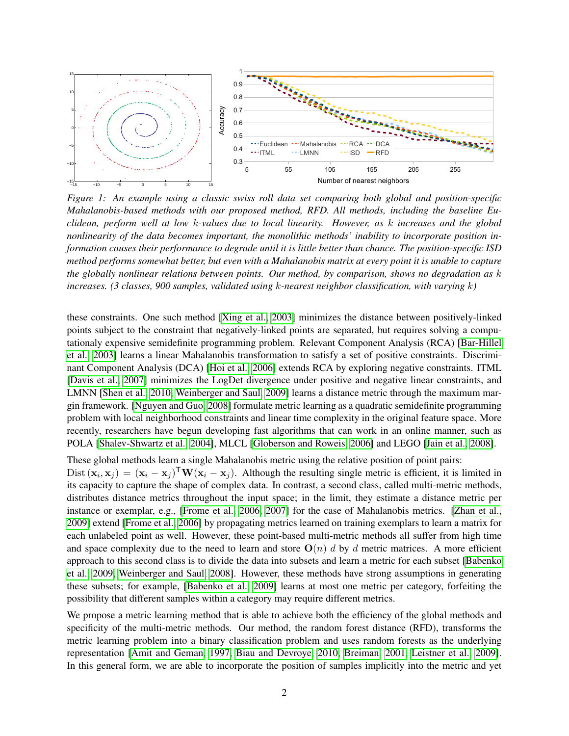*Figure 1: An example using a classic swiss roll data set comparing both global and position-specific Mahalanobis-based methods with our proposed method, RFD. All methods, including the baseline Euclidean, perform well at low $k$-values due to local linearity. However, as $k$ increases and the global nonlinearity of the data becomes important, the monolithic methods' inability to incorporate position information causes their performance to degrade until it is little better than chance. The position-specific ISD method performs somewhat better, but even with a Mahalanobis matrix at every point it is unable to capture the globally nonlinear relations between points. Our method, by comparison, shows no degradation as $k$ increases. (3 classes, 900 samples, validated using $k$-nearest neighbor classification, with varying $k$)*

these constraints. One such method [Xing et al., 2003] minimizes the distance between positively-linked points subject to the constraint that negatively-linked points are separated, but requires solving a computationaly expensive semidefinite programming problem. Relevant Component Analysis (RCA) [Bar-Hillel et al., 2003] learns a linear Mahalanobis transformation to satisfy a set of positive constraints. Discriminant Component Analysis (DCA) [Hoi et al., 2006] extends RCA by exploring negative constraints. ITML [Davis et al., 2007] minimizes the LogDet divergence under positive and negative linear constraints, and LMNN [Shen et al., 2010, Weinberger and Saul, 2009] learns a distance metric through the maximum margin framework. [Nguyen and Guo, 2008] formulate metric learning as a quadratic semidefinite programming problem with local neighborhood constraints and linear time complexity in the original feature space. More recently, researchers have begun developing fast algorithms that can work in an online manner, such as POLA [Shalev-Shwartz et al., 2004], MLCL [Globerson and Roweis, 2006] and LEGO [Jain et al., 2008].

These global methods learn a single Mahalanobis metric using the relative position of point pairs: $\text{Dist}(\mathbf{x}_i, \mathbf{x}_j) = (\mathbf{x}_i - \mathbf{x}_j)^{\mathsf{T}}\mathbf{W}(\mathbf{x}_i - \mathbf{x}_j)$. Although the resulting single metric is efficient, it is limited in its capacity to capture the shape of complex data. In contrast, a second class, called multi-metric methods, distributes distance metrics throughout the input space; in the limit, they estimate a distance metric per instance or exemplar, e.g., [Frome et al., 2006, 2007] for the case of Mahalanobis metrics. [Zhan et al., 2009] extend [Frome et al., 2006] by propagating metrics learned on training exemplars to learn a matrix for each unlabeled point as well. However, these point-based multi-metric methods all suffer from high time and space complexity due to the need to learn and store $\mathbf{O}(n)$ $d$ by $d$ metric matrices. A more efficient approach to this second class is to divide the data into subsets and learn a metric for each subset [Babenko et al., 2009, Weinberger and Saul, 2008]. However, these methods have strong assumptions in generating these subsets; for example, [Babenko et al., 2009] learns at most one metric per category, forfeiting the possibility that different samples within a category may require different metrics.

We propose a metric learning method that is able to achieve both the efficiency of the global methods and specificity of the multi-metric methods. Our method, the random forest distance (RFD), transforms the metric learning problem into a binary classification problem and uses random forests as the underlying representation [Amit and Geman, 1997, Biau and Devroye, 2010, Breiman, 2001, Leistner et al., 2009]. In this general form, we are able to incorporate the position of samples implicitly into the metric and yet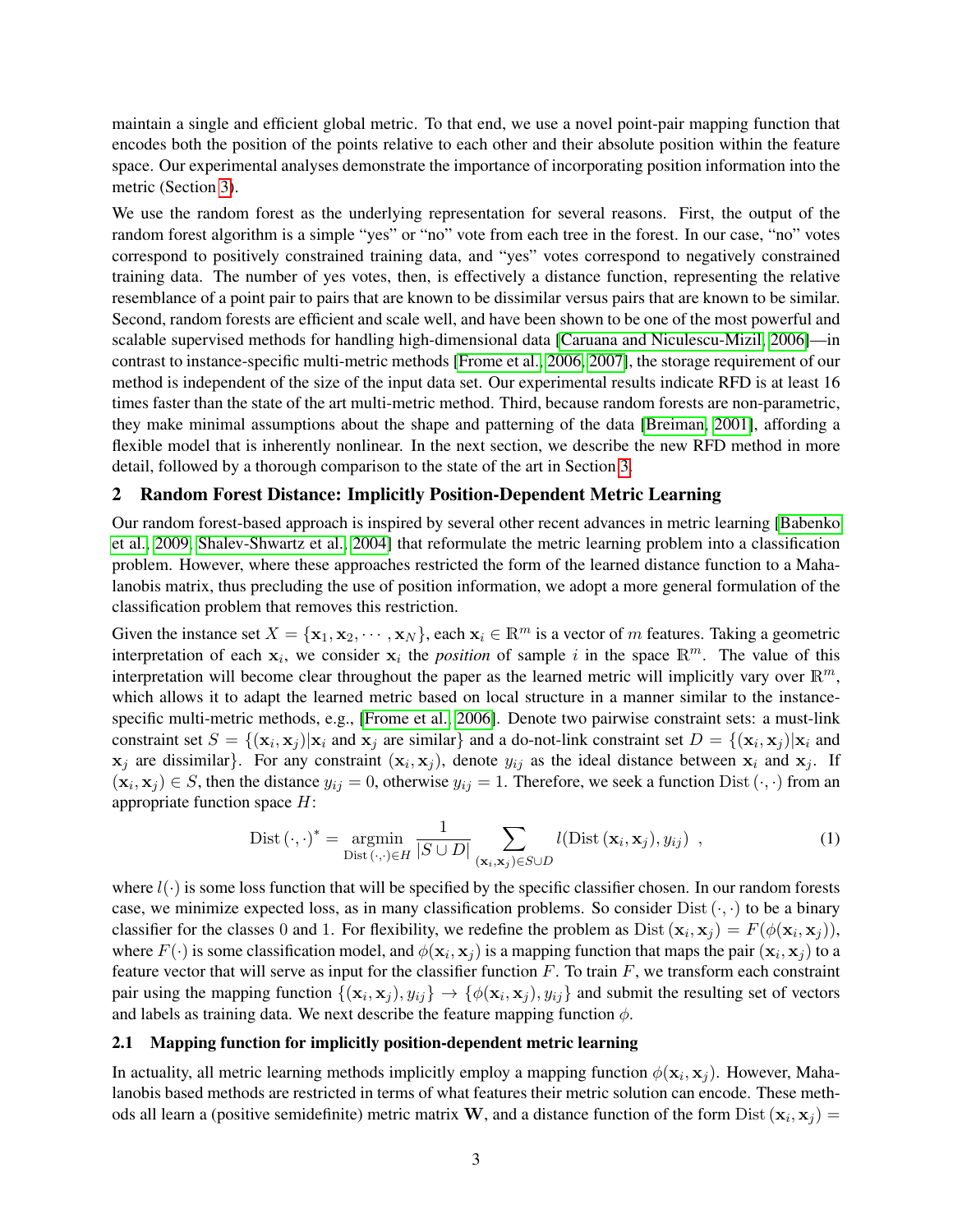maintain a single and efficient global metric. To that end, we use a novel point-pair mapping function that encodes both the position of the points relative to each other and their absolute position within the feature space. Our experimental analyses demonstrate the importance of incorporating position information into the metric (Section 3).

We use the random forest as the underlying representation for several reasons. First, the output of the random forest algorithm is a simple "yes" or "no" vote from each tree in the forest. In our case, "no" votes correspond to positively constrained training data, and "yes" votes correspond to negatively constrained training data. The number of yes votes, then, is effectively a distance function, representing the relative resemblance of a point pair to pairs that are known to be dissimilar versus pairs that are known to be similar. Second, random forests are efficient and scale well, and have been shown to be one of the most powerful and scalable supervised methods for handling high-dimensional data [Caruana and Niculescu-Mizil, 2006]—in contrast to instance-specific multi-metric methods [Frome et al., 2006, 2007], the storage requirement of our method is independent of the size of the input data set. Our experimental results indicate RFD is at least 16 times faster than the state of the art multi-metric method. Third, because random forests are non-parametric, they make minimal assumptions about the shape and patterning of the data [Breiman, 2001], affording a flexible model that is inherently nonlinear. In the next section, we describe the new RFD method in more detail, followed by a thorough comparison to the state of the art in Section 3.

## 2 Random Forest Distance: Implicitly Position-Dependent Metric Learning

Our random forest-based approach is inspired by several other recent advances in metric learning [Babenko et al., 2009, Shalev-Shwartz et al., 2004] that reformulate the metric learning problem into a classification problem. However, where these approaches restricted the form of the learned distance function to a Mahalanobis matrix, thus precluding the use of position information, we adopt a more general formulation of the classification problem that removes this restriction.

Given the instance set $X = \{\mathbf{x}_1, \mathbf{x}_2, \cdots, \mathbf{x}_N\}$, each $\mathbf{x}_i \in \mathbb{R}^m$ is a vector of $m$ features. Taking a geometric interpretation of each $\mathbf{x}_i$, we consider $\mathbf{x}_i$ the *position* of sample $i$ in the space $\mathbb{R}^m$. The value of this interpretation will become clear throughout the paper as the learned metric will implicitly vary over $\mathbb{R}^m$, which allows it to adapt the learned metric based on local structure in a manner similar to the instance-specific multi-metric methods, e.g., [Frome et al., 2006]. Denote two pairwise constraint sets: a must-link constraint set $S = \{(\mathbf{x}_i, \mathbf{x}_j) | \mathbf{x}_i \text{ and } \mathbf{x}_j \text{ are similar}\}$ and a do-not-link constraint set $D = \{(\mathbf{x}_i, \mathbf{x}_j) | \mathbf{x}_i \text{ and } \mathbf{x}_j \text{ are dissimilar}\}$. For any constraint $(\mathbf{x}_i, \mathbf{x}_j)$, denote $y_{ij}$ as the ideal distance between $\mathbf{x}_i$ and $\mathbf{x}_j$. If $(\mathbf{x}_i, \mathbf{x}_j) \in S$, then the distance $y_{ij} = 0$, otherwise $y_{ij} = 1$. Therefore, we seek a function $\mathrm{Dist}(\cdot, \cdot)$ from an appropriate function space $H$:

$$
\mathrm{Dist}(\cdot, \cdot)^* = \underset{\mathrm{Dist}(\cdot,\cdot) \in H}{\operatorname{argmin}} \frac{1}{|S \cup D|} \sum_{(\mathbf{x}_i, \mathbf{x}_j) \in S \cup D} l(\mathrm{Dist}(\mathbf{x}_i, \mathbf{x}_j), y_{ij}) \ , \tag{1}
$$

where $l(\cdot)$ is some loss function that will be specified by the specific classifier chosen. In our random forests case, we minimize expected loss, as in many classification problems. So consider $\mathrm{Dist}(\cdot, \cdot)$ to be a binary classifier for the classes 0 and 1. For flexibility, we redefine the problem as $\mathrm{Dist}(\mathbf{x}_i, \mathbf{x}_j) = F(\phi(\mathbf{x}_i, \mathbf{x}_j))$, where $F(\cdot)$ is some classification model, and $\phi(\mathbf{x}_i, \mathbf{x}_j)$ is a mapping function that maps the pair $(\mathbf{x}_i, \mathbf{x}_j)$ to a feature vector that will serve as input for the classifier function $F$. To train $F$, we transform each constraint pair using the mapping function $\{(\mathbf{x}_i, \mathbf{x}_j), y_{ij}\} \rightarrow \{\phi(\mathbf{x}_i, \mathbf{x}_j), y_{ij}\}$ and submit the resulting set of vectors and labels as training data. We next describe the feature mapping function $\phi$.

### 2.1 Mapping function for implicitly position-dependent metric learning

In actuality, all metric learning methods implicitly employ a mapping function $\phi(\mathbf{x}_i, \mathbf{x}_j)$. However, Mahalanobis based methods are restricted in terms of what features their metric solution can encode. These methods all learn a (positive semidefinite) metric matrix $\mathbf{W}$, and a distance function of the form $\mathrm{Dist}(\mathbf{x}_i, \mathbf{x}_j) =$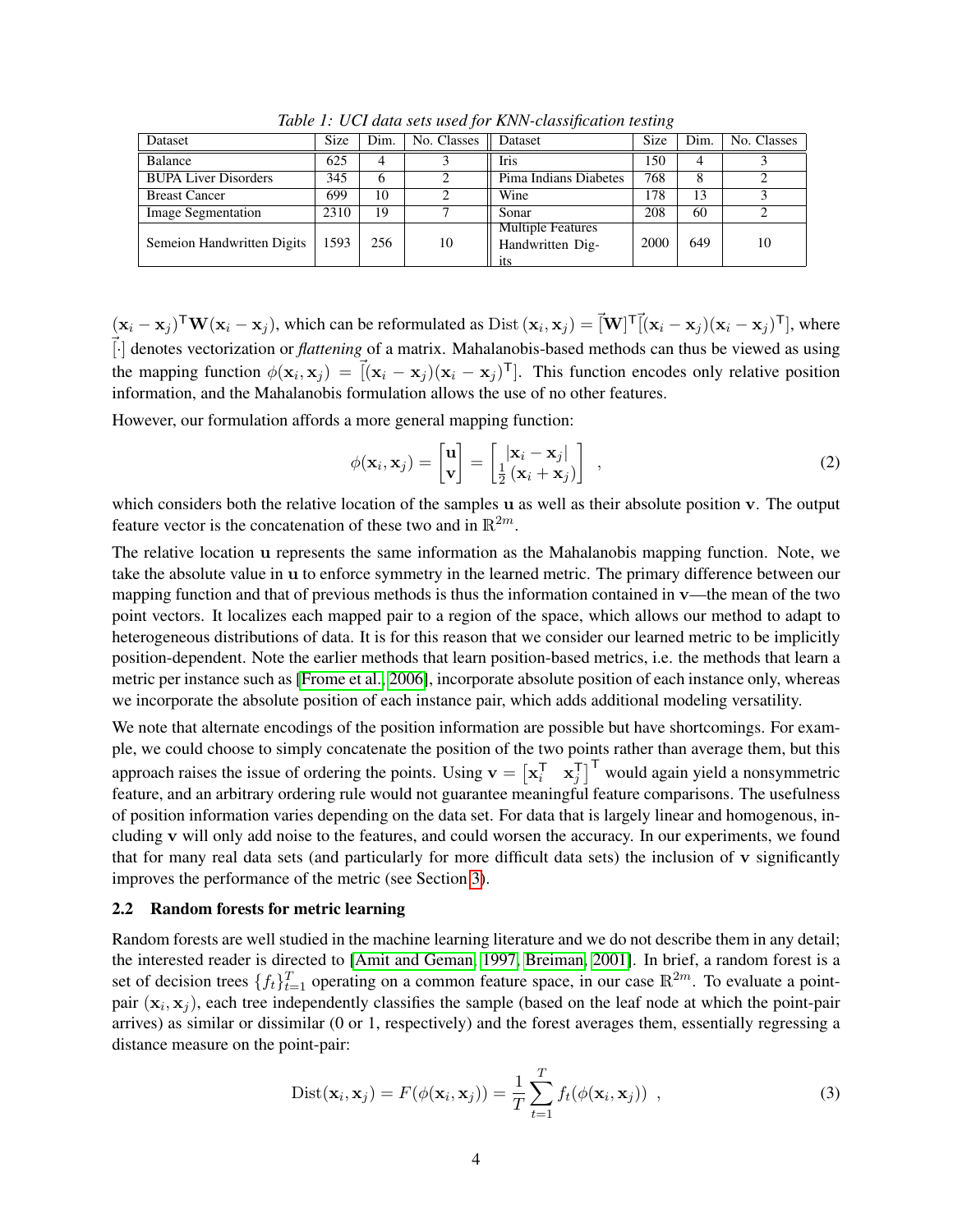*Table 1: UCI data sets used for KNN-classification testing*

| Dataset | Size | Dim. | No. Classes | Dataset | Size | Dim. | No. Classes |
|---|---|---|---|---|---|---|---|
| Balance | 625 | 4 | 3 | Iris | 150 | 4 | 3 |
| BUPA Liver Disorders | 345 | 6 | 2 | Pima Indians Diabetes | 768 | 8 | 2 |
| Breast Cancer | 699 | 10 | 2 | Wine | 178 | 13 | 3 |
| Image Segmentation | 2310 | 19 | 7 | Sonar | 208 | 60 | 2 |
| Semeion Handwritten Digits | 1593 | 256 | 10 | Multiple Features Handwritten Digits | 2000 | 649 | 10 |

$(\mathbf{x}_i - \mathbf{x}_j)^\mathsf{T}\mathbf{W}(\mathbf{x}_i - \mathbf{x}_j)$, which can be reformulated as $\text{Dist}(\mathbf{x}_i, \mathbf{x}_j) = \vec{[\mathbf{W}]}^\mathsf{T}\vec{[(\mathbf{x}_i - \mathbf{x}_j)(\mathbf{x}_i - \mathbf{x}_j)^\mathsf{T}]}$, where $\vec{[\cdot]}$ denotes vectorization or *flattening* of a matrix. Mahalanobis-based methods can thus be viewed as using the mapping function $\phi(\mathbf{x}_i, \mathbf{x}_j) = \vec{[(\mathbf{x}_i - \mathbf{x}_j)(\mathbf{x}_i - \mathbf{x}_j)^\mathsf{T}]}$. This function encodes only relative position information, and the Mahalanobis formulation allows the use of no other features.

However, our formulation affords a more general mapping function:

$$\phi(\mathbf{x}_i, \mathbf{x}_j) = \begin{bmatrix} \mathbf{u} \\ \mathbf{v} \end{bmatrix} = \begin{bmatrix} |\mathbf{x}_i - \mathbf{x}_j| \\ \frac{1}{2}(\mathbf{x}_i + \mathbf{x}_j) \end{bmatrix} \quad , \tag{2}$$

which considers both the relative location of the samples $\mathbf{u}$ as well as their absolute position $\mathbf{v}$. The output feature vector is the concatenation of these two and in $\mathbb{R}^{2m}$.

The relative location $\mathbf{u}$ represents the same information as the Mahalanobis mapping function. Note, we take the absolute value in $\mathbf{u}$ to enforce symmetry in the learned metric. The primary difference between our mapping function and that of previous methods is thus the information contained in $\mathbf{v}$—the mean of the two point vectors. It localizes each mapped pair to a region of the space, which allows our method to adapt to heterogeneous distributions of data. It is for this reason that we consider our learned metric to be implicitly position-dependent. Note the earlier methods that learn position-based metrics, i.e. the methods that learn a metric per instance such as [Frome et al., 2006], incorporate absolute position of each instance only, whereas we incorporate the absolute position of each instance pair, which adds additional modeling versatility.

We note that alternate encodings of the position information are possible but have shortcomings. For example, we could choose to simply concatenate the position of the two points rather than average them, but this approach raises the issue of ordering the points. Using $\mathbf{v} = \begin{bmatrix}\mathbf{x}_i^\mathsf{T} & \mathbf{x}_j^\mathsf{T}\end{bmatrix}^\mathsf{T}$ would again yield a nonsymmetric feature, and an arbitrary ordering rule would not guarantee meaningful feature comparisons. The usefulness of position information varies depending on the data set. For data that is largely linear and homogenous, including $\mathbf{v}$ will only add noise to the features, and could worsen the accuracy. In our experiments, we found that for many real data sets (and particularly for more difficult data sets) the inclusion of $\mathbf{v}$ significantly improves the performance of the metric (see Section 3).

### 2.2 Random forests for metric learning

Random forests are well studied in the machine learning literature and we do not describe them in any detail; the interested reader is directed to [Amit and Geman, 1997, Breiman, 2001]. In brief, a random forest is a set of decision trees $\{f_t\}_{t=1}^{T}$ operating on a common feature space, in our case $\mathbb{R}^{2m}$. To evaluate a point-pair $(\mathbf{x}_i, \mathbf{x}_j)$, each tree independently classifies the sample (based on the leaf node at which the point-pair arrives) as similar or dissimilar (0 or 1, respectively) and the forest averages them, essentially regressing a distance measure on the point-pair:

$$\text{Dist}(\mathbf{x}_i, \mathbf{x}_j) = F(\phi(\mathbf{x}_i, \mathbf{x}_j)) = \frac{1}{T}\sum_{t=1}^{T} f_t(\phi(\mathbf{x}_i, \mathbf{x}_j)) \quad , \tag{3}$$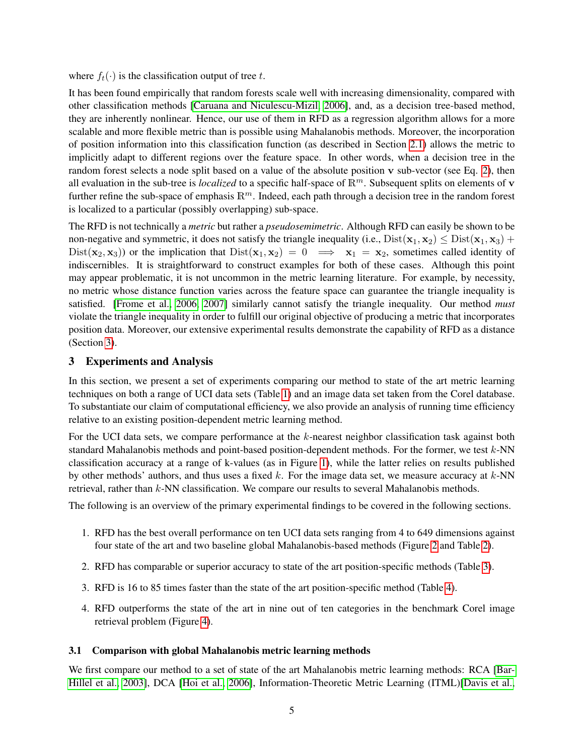where $f_t(\cdot)$ is the classification output of tree $t$.

It has been found empirically that random forests scale well with increasing dimensionality, compared with other classification methods [Caruana and Niculescu-Mizil, 2006], and, as a decision tree-based method, they are inherently nonlinear. Hence, our use of them in RFD as a regression algorithm allows for a more scalable and more flexible metric than is possible using Mahalanobis methods. Moreover, the incorporation of position information into this classification function (as described in Section 2.1) allows the metric to implicitly adapt to different regions over the feature space. In other words, when a decision tree in the random forest selects a node split based on a value of the absolute position $\mathbf{v}$ sub-vector (see Eq. 2), then all evaluation in the sub-tree is *localized* to a specific half-space of $\mathbb{R}^m$. Subsequent splits on elements of $\mathbf{v}$ further refine the sub-space of emphasis $\mathbb{R}^m$. Indeed, each path through a decision tree in the random forest is localized to a particular (possibly overlapping) sub-space.

The RFD is not technically a *metric* but rather a *pseudosemimetric*. Although RFD can easily be shown to be non-negative and symmetric, it does not satisfy the triangle inequality (i.e., $\text{Dist}(\mathbf{x}_1, \mathbf{x}_2) \leq \text{Dist}(\mathbf{x}_1, \mathbf{x}_3) + \text{Dist}(\mathbf{x}_2, \mathbf{x}_3)$) or the implication that $\text{Dist}(\mathbf{x}_1, \mathbf{x}_2) = 0 \implies \mathbf{x}_1 = \mathbf{x}_2$, sometimes called identity of indiscernibles. It is straightforward to construct examples for both of these cases. Although this point may appear problematic, it is not uncommon in the metric learning literature. For example, by necessity, no metric whose distance function varies across the feature space can guarantee the triangle inequality is satisfied. [Frome et al., 2006, 2007] similarly cannot satisfy the triangle inequality. Our method *must* violate the triangle inequality in order to fulfill our original objective of producing a metric that incorporates position data. Moreover, our extensive experimental results demonstrate the capability of RFD as a distance (Section 3).

## 3 Experiments and Analysis

In this section, we present a set of experiments comparing our method to state of the art metric learning techniques on both a range of UCI data sets (Table 1) and an image data set taken from the Corel database. To substantiate our claim of computational efficiency, we also provide an analysis of running time efficiency relative to an existing position-dependent metric learning method.

For the UCI data sets, we compare performance at the $k$-nearest neighbor classification task against both standard Mahalanobis methods and point-based position-dependent methods. For the former, we test $k$-NN classification accuracy at a range of k-values (as in Figure 1), while the latter relies on results published by other methods' authors, and thus uses a fixed $k$. For the image data set, we measure accuracy at $k$-NN retrieval, rather than $k$-NN classification. We compare our results to several Mahalanobis methods.

The following is an overview of the primary experimental findings to be covered in the following sections.

1. RFD has the best overall performance on ten UCI data sets ranging from 4 to 649 dimensions against four state of the art and two baseline global Mahalanobis-based methods (Figure 2 and Table 2).
2. RFD has comparable or superior accuracy to state of the art position-specific methods (Table 3).
3. RFD is 16 to 85 times faster than the state of the art position-specific method (Table 4).
4. RFD outperforms the state of the art in nine out of ten categories in the benchmark Corel image retrieval problem (Figure 4).

### 3.1 Comparison with global Mahalanobis metric learning methods

We first compare our method to a set of state of the art Mahalanobis metric learning methods: RCA [Bar-Hillel et al., 2003], DCA [Hoi et al., 2006], Information-Theoretic Metric Learning (ITML)[Davis et al.,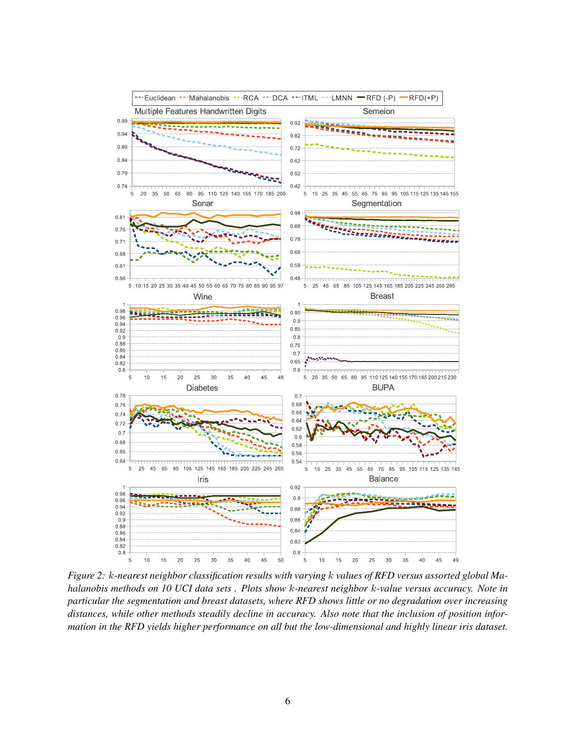*Figure 2: $k$-nearest neighbor classification results with varying $k$ values of RFD versus assorted global Mahalanobis methods on 10 UCI data sets . Plots show $k$-nearest neighbor $k$-value versus accuracy. Note in particular the segmentation and breast datasets, where RFD shows little or no degradation over increasing distances, while other methods steadily decline in accuracy. Also note that the inclusion of position information in the RFD yields higher performance on all but the low-dimensional and highly linear iris dataset.*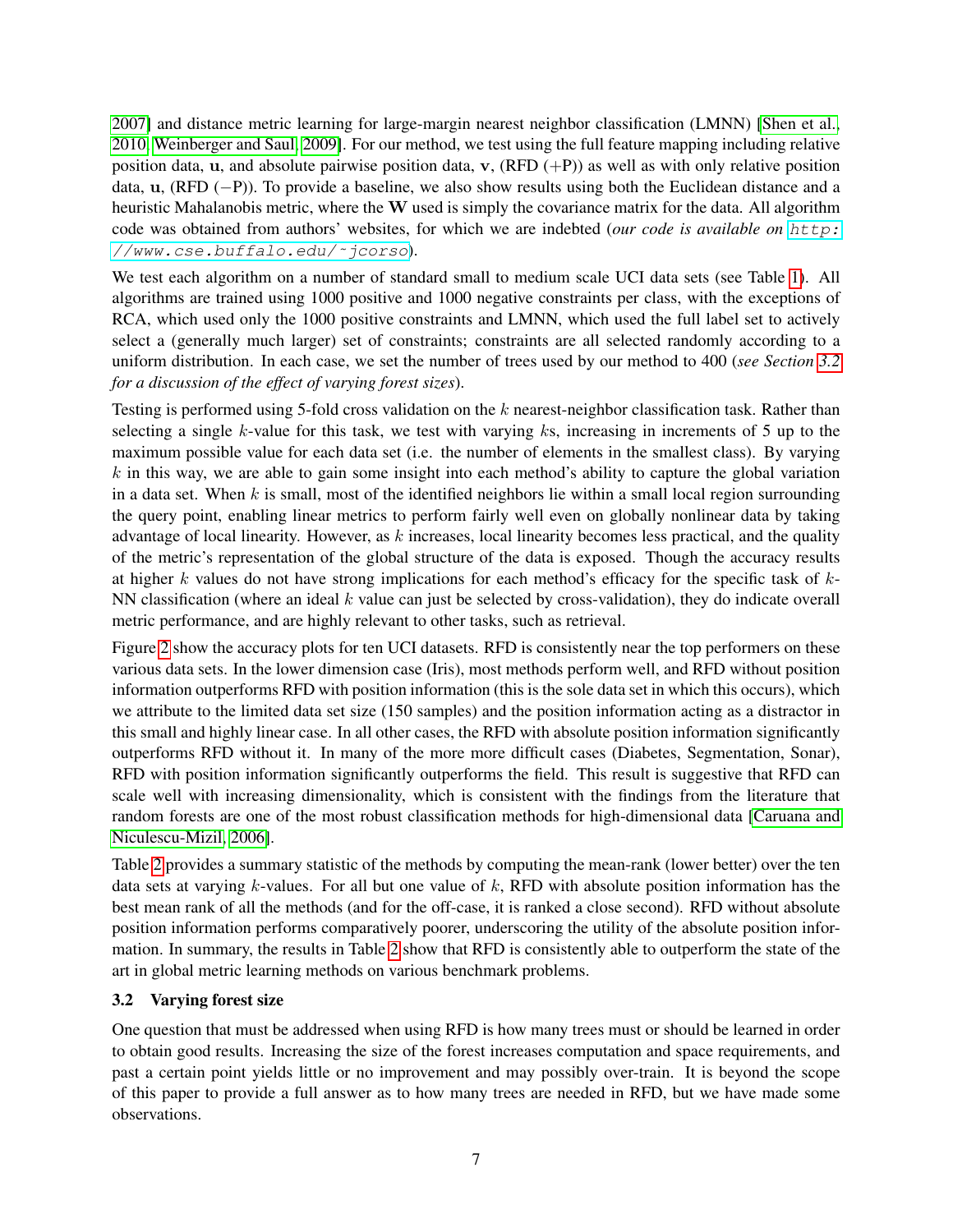2007] and distance metric learning for large-margin nearest neighbor classification (LMNN) [Shen et al., 2010, Weinberger and Saul, 2009]. For our method, we test using the full feature mapping including relative position data, $\mathbf{u}$, and absolute pairwise position data, $\mathbf{v}$, (RFD (+P)) as well as with only relative position data, $\mathbf{u}$, (RFD (−P)). To provide a baseline, we also show results using both the Euclidean distance and a heuristic Mahalanobis metric, where the $\mathbf{W}$ used is simply the covariance matrix for the data. All algorithm code was obtained from authors' websites, for which we are indebted (*our code is available on* `http://www.cse.buffalo.edu/~jcorso`).

We test each algorithm on a number of standard small to medium scale UCI data sets (see Table 1). All algorithms are trained using 1000 positive and 1000 negative constraints per class, with the exceptions of RCA, which used only the 1000 positive constraints and LMNN, which used the full label set to actively select a (generally much larger) set of constraints; constraints are all selected randomly according to a uniform distribution. In each case, we set the number of trees used by our method to 400 (*see Section 3.2 for a discussion of the effect of varying forest sizes*).

Testing is performed using 5-fold cross validation on the $k$ nearest-neighbor classification task. Rather than selecting a single $k$-value for this task, we test with varying $k$s, increasing in increments of 5 up to the maximum possible value for each data set (i.e. the number of elements in the smallest class). By varying $k$ in this way, we are able to gain some insight into each method's ability to capture the global variation in a data set. When $k$ is small, most of the identified neighbors lie within a small local region surrounding the query point, enabling linear metrics to perform fairly well even on globally nonlinear data by taking advantage of local linearity. However, as $k$ increases, local linearity becomes less practical, and the quality of the metric's representation of the global structure of the data is exposed. Though the accuracy results at higher $k$ values do not have strong implications for each method's efficacy for the specific task of $k$-NN classification (where an ideal $k$ value can just be selected by cross-validation), they do indicate overall metric performance, and are highly relevant to other tasks, such as retrieval.

Figure 2 show the accuracy plots for ten UCI datasets. RFD is consistently near the top performers on these various data sets. In the lower dimension case (Iris), most methods perform well, and RFD without position information outperforms RFD with position information (this is the sole data set in which this occurs), which we attribute to the limited data set size (150 samples) and the position information acting as a distractor in this small and highly linear case. In all other cases, the RFD with absolute position information significantly outperforms RFD without it. In many of the more more difficult cases (Diabetes, Segmentation, Sonar), RFD with position information significantly outperforms the field. This result is suggestive that RFD can scale well with increasing dimensionality, which is consistent with the findings from the literature that random forests are one of the most robust classification methods for high-dimensional data [Caruana and Niculescu-Mizil, 2006].

Table 2 provides a summary statistic of the methods by computing the mean-rank (lower better) over the ten data sets at varying $k$-values. For all but one value of $k$, RFD with absolute position information has the best mean rank of all the methods (and for the off-case, it is ranked a close second). RFD without absolute position information performs comparatively poorer, underscoring the utility of the absolute position information. In summary, the results in Table 2 show that RFD is consistently able to outperform the state of the art in global metric learning methods on various benchmark problems.

### 3.2 Varying forest size

One question that must be addressed when using RFD is how many trees must or should be learned in order to obtain good results. Increasing the size of the forest increases computation and space requirements, and past a certain point yields little or no improvement and may possibly over-train. It is beyond the scope of this paper to provide a full answer as to how many trees are needed in RFD, but we have made some observations.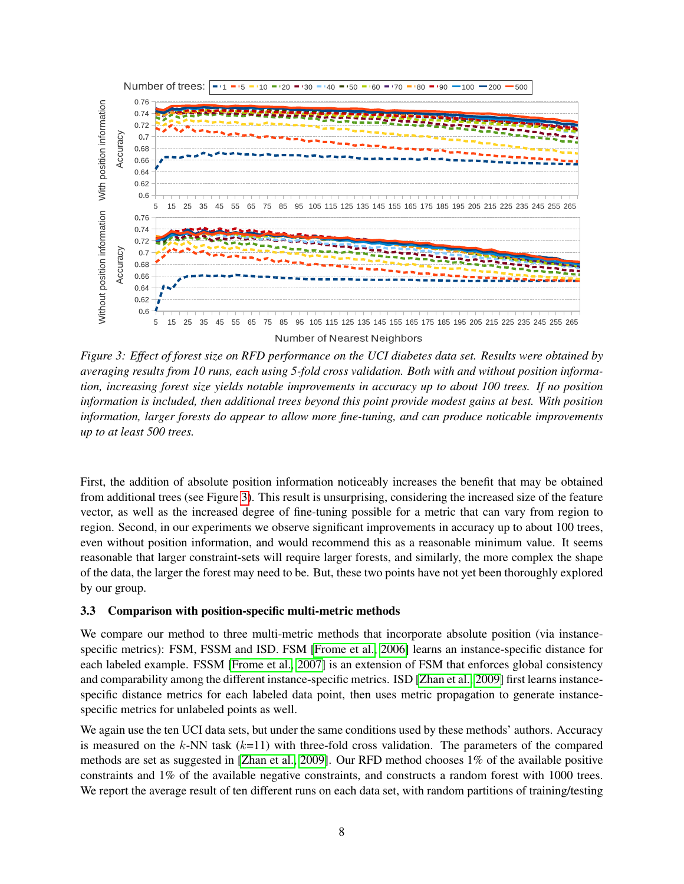*Figure 3: Effect of forest size on RFD performance on the UCI diabetes data set. Results were obtained by averaging results from 10 runs, each using 5-fold cross validation. Both with and without position information, increasing forest size yields notable improvements in accuracy up to about 100 trees. If no position information is included, then additional trees beyond this point provide modest gains at best. With position information, larger forests do appear to allow more fine-tuning, and can produce noticable improvements up to at least 500 trees.*

First, the addition of absolute position information noticeably increases the benefit that may be obtained from additional trees (see Figure 3). This result is unsurprising, considering the increased size of the feature vector, as well as the increased degree of fine-tuning possible for a metric that can vary from region to region. Second, in our experiments we observe significant improvements in accuracy up to about 100 trees, even without position information, and would recommend this as a reasonable minimum value. It seems reasonable that larger constraint-sets will require larger forests, and similarly, the more complex the shape of the data, the larger the forest may need to be. But, these two points have not yet been thoroughly explored by our group.

### 3.3 Comparison with position-specific multi-metric methods

We compare our method to three multi-metric methods that incorporate absolute position (via instance-specific metrics): FSM, FSSM and ISD. FSM [Frome et al., 2006] learns an instance-specific distance for each labeled example. FSSM [Frome et al., 2007] is an extension of FSM that enforces global consistency and comparability among the different instance-specific metrics. ISD [Zhan et al., 2009] first learns instance-specific distance metrics for each labeled data point, then uses metric propagation to generate instance-specific metrics for unlabeled points as well.

We again use the ten UCI data sets, but under the same conditions used by these methods' authors. Accuracy is measured on the $k$-NN task ($k$=11) with three-fold cross validation. The parameters of the compared methods are set as suggested in [Zhan et al., 2009]. Our RFD method chooses 1% of the available positive constraints and 1% of the available negative constraints, and constructs a random forest with 1000 trees. We report the average result of ten different runs on each data set, with random partitions of training/testing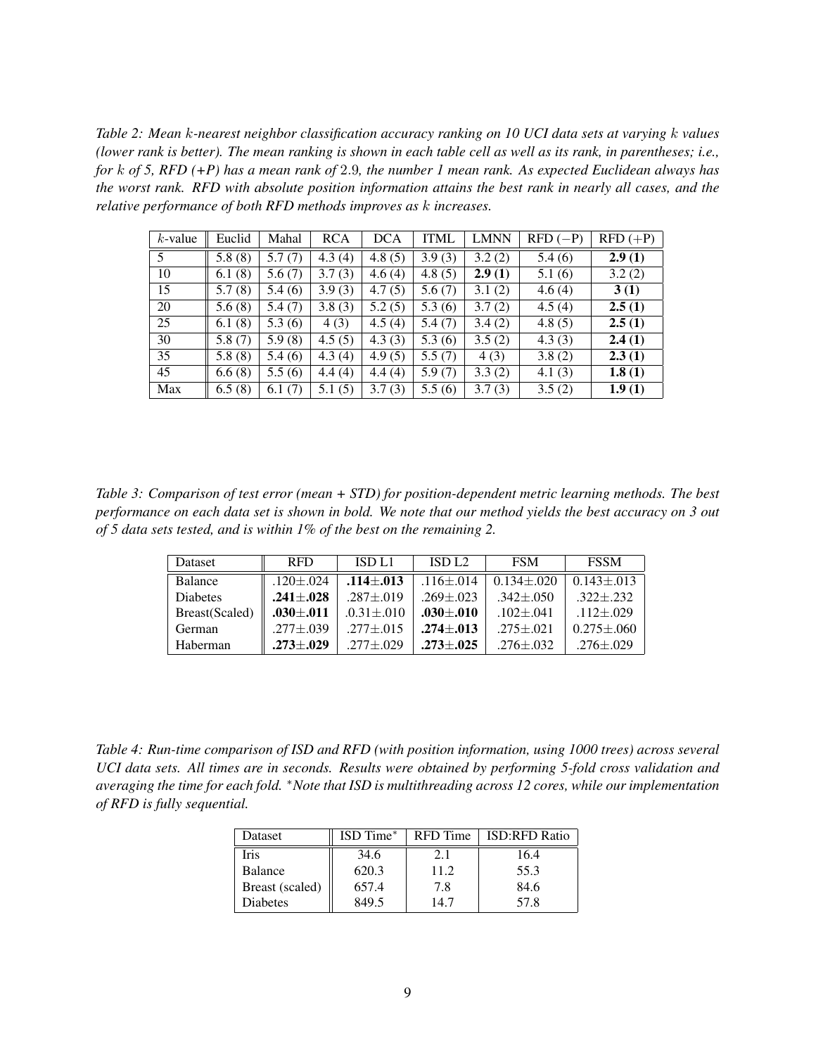*Table 2: Mean $k$-nearest neighbor classification accuracy ranking on 10 UCI data sets at varying $k$ values (lower rank is better). The mean ranking is shown in each table cell as well as its rank, in parentheses; i.e., for $k$ of 5, RFD (+P) has a mean rank of 2.9, the number 1 mean rank. As expected Euclidean always has the worst rank. RFD with absolute position information attains the best rank in nearly all cases, and the relative performance of both RFD methods improves as $k$ increases.*

| $k$-value | Euclid | Mahal | RCA | DCA | ITML | LMNN | RFD ($-$P) | RFD (+P) |
|---|---|---|---|---|---|---|---|---|
| 5 | 5.8 (8) | 5.7 (7) | 4.3 (4) | 4.8 (5) | 3.9 (3) | 3.2 (2) | 5.4 (6) | **2.9 (1)** |
| 10 | 6.1 (8) | 5.6 (7) | 3.7 (3) | 4.6 (4) | 4.8 (5) | **2.9 (1)** | 5.1 (6) | 3.2 (2) |
| 15 | 5.7 (8) | 5.4 (6) | 3.9 (3) | 4.7 (5) | 5.6 (7) | 3.1 (2) | 4.6 (4) | **3 (1)** |
| 20 | 5.6 (8) | 5.4 (7) | 3.8 (3) | 5.2 (5) | 5.3 (6) | 3.7 (2) | 4.5 (4) | **2.5 (1)** |
| 25 | 6.1 (8) | 5.3 (6) | 4 (3) | 4.5 (4) | 5.4 (7) | 3.4 (2) | 4.8 (5) | **2.5 (1)** |
| 30 | 5.8 (7) | 5.9 (8) | 4.5 (5) | 4.3 (3) | 5.3 (6) | 3.5 (2) | 4.3 (3) | **2.4 (1)** |
| 35 | 5.8 (8) | 5.4 (6) | 4.3 (4) | 4.9 (5) | 5.5 (7) | 4 (3) | 3.8 (2) | **2.3 (1)** |
| 45 | 6.6 (8) | 5.5 (6) | 4.4 (4) | 4.4 (4) | 5.9 (7) | 3.3 (2) | 4.1 (3) | **1.8 (1)** |
| Max | 6.5 (8) | 6.1 (7) | 5.1 (5) | 3.7 (3) | 5.5 (6) | 3.7 (3) | 3.5 (2) | **1.9 (1)** |

*Table 3: Comparison of test error (mean + STD) for position-dependent metric learning methods. The best performance on each data set is shown in bold. We note that our method yields the best accuracy on 3 out of 5 data sets tested, and is within 1% of the best on the remaining 2.*

| Dataset | RFD | ISD L1 | ISD L2 | FSM | FSSM |
|---|---|---|---|---|---|
| Balance | .120±.024 | **.114±.013** | .116±.014 | 0.134±.020 | 0.143±.013 |
| Diabetes | **.241±.028** | .287±.019 | .269±.023 | .342±.050 | .322±.232 |
| Breast(Scaled) | **.030±.011** | .0.31±.010 | **.030±.010** | .102±.041 | .112±.029 |
| German | .277±.039 | .277±.015 | **.274±.013** | .275±.021 | 0.275±.060 |
| Haberman | **.273±.029** | .277±.029 | **.273±.025** | .276±.032 | .276±.029 |

*Table 4: Run-time comparison of ISD and RFD (with position information, using 1000 trees) across several UCI data sets. All times are in seconds. Results were obtained by performing 5-fold cross validation and averaging the time for each fold. \*Note that ISD is multithreading across 12 cores, while our implementation of RFD is fully sequential.*

| Dataset | ISD Time* | RFD Time | ISD:RFD Ratio |
|---|---|---|---|
| Iris | 34.6 | 2.1 | 16.4 |
| Balance | 620.3 | 11.2 | 55.3 |
| Breast (scaled) | 657.4 | 7.8 | 84.6 |
| Diabetes | 849.5 | 14.7 | 57.8 |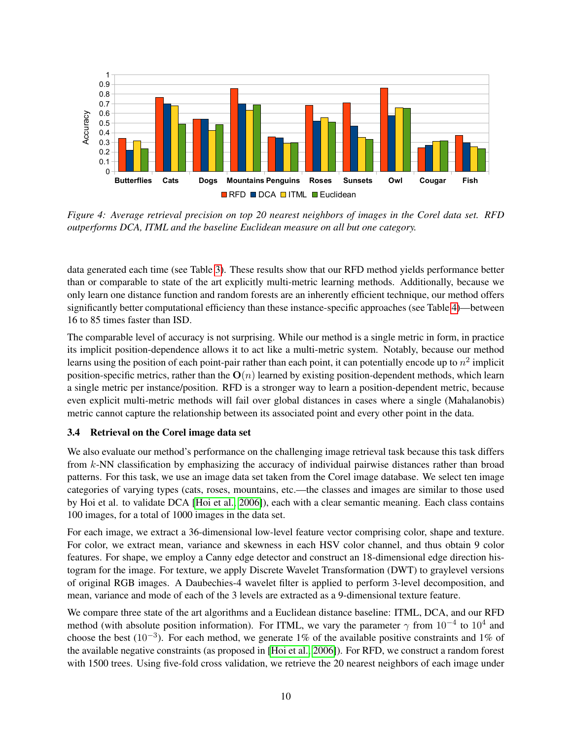*Figure 4: Average retrieval precision on top 20 nearest neighbors of images in the Corel data set. RFD outperforms DCA, ITML and the baseline Euclidean measure on all but one category.*

data generated each time (see Table 3). These results show that our RFD method yields performance better than or comparable to state of the art explicitly multi-metric learning methods. Additionally, because we only learn one distance function and random forests are an inherently efficient technique, our method offers significantly better computational efficiency than these instance-specific approaches (see Table 4)—between 16 to 85 times faster than ISD.

The comparable level of accuracy is not surprising. While our method is a single metric in form, in practice its implicit position-dependence allows it to act like a multi-metric system. Notably, because our method learns using the position of each point-pair rather than each point, it can potentially encode up to $n^2$ implicit position-specific metrics, rather than the $\mathbf{O}(n)$ learned by existing position-dependent methods, which learn a single metric per instance/position. RFD is a stronger way to learn a position-dependent metric, because even explicit multi-metric methods will fail over global distances in cases where a single (Mahalanobis) metric cannot capture the relationship between its associated point and every other point in the data.

### 3.4 Retrieval on the Corel image data set

We also evaluate our method's performance on the challenging image retrieval task because this task differs from $k$-NN classification by emphasizing the accuracy of individual pairwise distances rather than broad patterns. For this task, we use an image data set taken from the Corel image database. We select ten image categories of varying types (cats, roses, mountains, etc.—the classes and images are similar to those used by Hoi et al. to validate DCA [Hoi et al., 2006]), each with a clear semantic meaning. Each class contains 100 images, for a total of 1000 images in the data set.

For each image, we extract a 36-dimensional low-level feature vector comprising color, shape and texture. For color, we extract mean, variance and skewness in each HSV color channel, and thus obtain 9 color features. For shape, we employ a Canny edge detector and construct an 18-dimensional edge direction histogram for the image. For texture, we apply Discrete Wavelet Transformation (DWT) to graylevel versions of original RGB images. A Daubechies-4 wavelet filter is applied to perform 3-level decomposition, and mean, variance and mode of each of the 3 levels are extracted as a 9-dimensional texture feature.

We compare three state of the art algorithms and a Euclidean distance baseline: ITML, DCA, and our RFD method (with absolute position information). For ITML, we vary the parameter $\gamma$ from $10^{-4}$ to $10^{4}$ and choose the best ($10^{-3}$). For each method, we generate 1% of the available positive constraints and 1% of the available negative constraints (as proposed in [Hoi et al., 2006]). For RFD, we construct a random forest with 1500 trees. Using five-fold cross validation, we retrieve the 20 nearest neighbors of each image under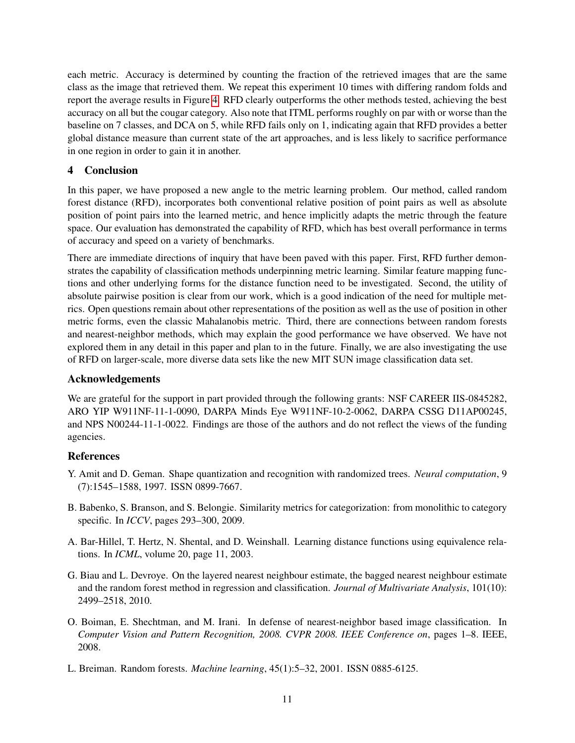each metric. Accuracy is determined by counting the fraction of the retrieved images that are the same class as the image that retrieved them. We repeat this experiment 10 times with differing random folds and report the average results in Figure 4. RFD clearly outperforms the other methods tested, achieving the best accuracy on all but the cougar category. Also note that ITML performs roughly on par with or worse than the baseline on 7 classes, and DCA on 5, while RFD fails only on 1, indicating again that RFD provides a better global distance measure than current state of the art approaches, and is less likely to sacrifice performance in one region in order to gain it in another.

## 4 Conclusion

In this paper, we have proposed a new angle to the metric learning problem. Our method, called random forest distance (RFD), incorporates both conventional relative position of point pairs as well as absolute position of point pairs into the learned metric, and hence implicitly adapts the metric through the feature space. Our evaluation has demonstrated the capability of RFD, which has best overall performance in terms of accuracy and speed on a variety of benchmarks.

There are immediate directions of inquiry that have been paved with this paper. First, RFD further demonstrates the capability of classification methods underpinning metric learning. Similar feature mapping functions and other underlying forms for the distance function need to be investigated. Second, the utility of absolute pairwise position is clear from our work, which is a good indication of the need for multiple metrics. Open questions remain about other representations of the position as well as the use of position in other metric forms, even the classic Mahalanobis metric. Third, there are connections between random forests and nearest-neighbor methods, which may explain the good performance we have observed. We have not explored them in any detail in this paper and plan to in the future. Finally, we are also investigating the use of RFD on larger-scale, more diverse data sets like the new MIT SUN image classification data set.

### Acknowledgements

We are grateful for the support in part provided through the following grants: NSF CAREER IIS-0845282, ARO YIP W911NF-11-1-0090, DARPA Minds Eye W911NF-10-2-0062, DARPA CSSG D11AP00245, and NPS N00244-11-1-0022. Findings are those of the authors and do not reflect the views of the funding agencies.

### References

Y. Amit and D. Geman. Shape quantization and recognition with randomized trees. *Neural computation*, 9 (7):1545–1588, 1997. ISSN 0899-7667.

B. Babenko, S. Branson, and S. Belongie. Similarity metrics for categorization: from monolithic to category specific. In *ICCV*, pages 293–300, 2009.

A. Bar-Hillel, T. Hertz, N. Shental, and D. Weinshall. Learning distance functions using equivalence relations. In *ICML*, volume 20, page 11, 2003.

G. Biau and L. Devroye. On the layered nearest neighbour estimate, the bagged nearest neighbour estimate and the random forest method in regression and classification. *Journal of Multivariate Analysis*, 101(10): 2499–2518, 2010.

O. Boiman, E. Shechtman, and M. Irani. In defense of nearest-neighbor based image classification. In *Computer Vision and Pattern Recognition, 2008. CVPR 2008. IEEE Conference on*, pages 1–8. IEEE, 2008.

L. Breiman. Random forests. *Machine learning*, 45(1):5–32, 2001. ISSN 0885-6125.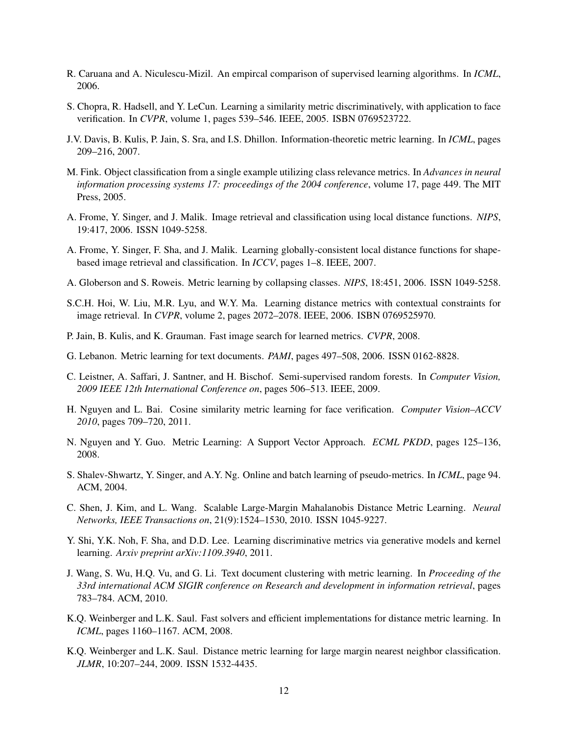R. Caruana and A. Niculescu-Mizil. An empircal comparison of supervised learning algorithms. In *ICML*, 2006.

S. Chopra, R. Hadsell, and Y. LeCun. Learning a similarity metric discriminatively, with application to face verification. In *CVPR*, volume 1, pages 539–546. IEEE, 2005. ISBN 0769523722.

J.V. Davis, B. Kulis, P. Jain, S. Sra, and I.S. Dhillon. Information-theoretic metric learning. In *ICML*, pages 209–216, 2007.

M. Fink. Object classification from a single example utilizing class relevance metrics. In *Advances in neural information processing systems 17: proceedings of the 2004 conference*, volume 17, page 449. The MIT Press, 2005.

A. Frome, Y. Singer, and J. Malik. Image retrieval and classification using local distance functions. *NIPS*, 19:417, 2006. ISSN 1049-5258.

A. Frome, Y. Singer, F. Sha, and J. Malik. Learning globally-consistent local distance functions for shape-based image retrieval and classification. In *ICCV*, pages 1–8. IEEE, 2007.

A. Globerson and S. Roweis. Metric learning by collapsing classes. *NIPS*, 18:451, 2006. ISSN 1049-5258.

S.C.H. Hoi, W. Liu, M.R. Lyu, and W.Y. Ma. Learning distance metrics with contextual constraints for image retrieval. In *CVPR*, volume 2, pages 2072–2078. IEEE, 2006. ISBN 0769525970.

P. Jain, B. Kulis, and K. Grauman. Fast image search for learned metrics. *CVPR*, 2008.

G. Lebanon. Metric learning for text documents. *PAMI*, pages 497–508, 2006. ISSN 0162-8828.

C. Leistner, A. Saffari, J. Santner, and H. Bischof. Semi-supervised random forests. In *Computer Vision, 2009 IEEE 12th International Conference on*, pages 506–513. IEEE, 2009.

H. Nguyen and L. Bai. Cosine similarity metric learning for face verification. *Computer Vision–ACCV 2010*, pages 709–720, 2011.

N. Nguyen and Y. Guo. Metric Learning: A Support Vector Approach. *ECML PKDD*, pages 125–136, 2008.

S. Shalev-Shwartz, Y. Singer, and A.Y. Ng. Online and batch learning of pseudo-metrics. In *ICML*, page 94. ACM, 2004.

C. Shen, J. Kim, and L. Wang. Scalable Large-Margin Mahalanobis Distance Metric Learning. *Neural Networks, IEEE Transactions on*, 21(9):1524–1530, 2010. ISSN 1045-9227.

Y. Shi, Y.K. Noh, F. Sha, and D.D. Lee. Learning discriminative metrics via generative models and kernel learning. *Arxiv preprint arXiv:1109.3940*, 2011.

J. Wang, S. Wu, H.Q. Vu, and G. Li. Text document clustering with metric learning. In *Proceeding of the 33rd international ACM SIGIR conference on Research and development in information retrieval*, pages 783–784. ACM, 2010.

K.Q. Weinberger and L.K. Saul. Fast solvers and efficient implementations for distance metric learning. In *ICML*, pages 1160–1167. ACM, 2008.

K.Q. Weinberger and L.K. Saul. Distance metric learning for large margin nearest neighbor classification. *JLMR*, 10:207–244, 2009. ISSN 1532-4435.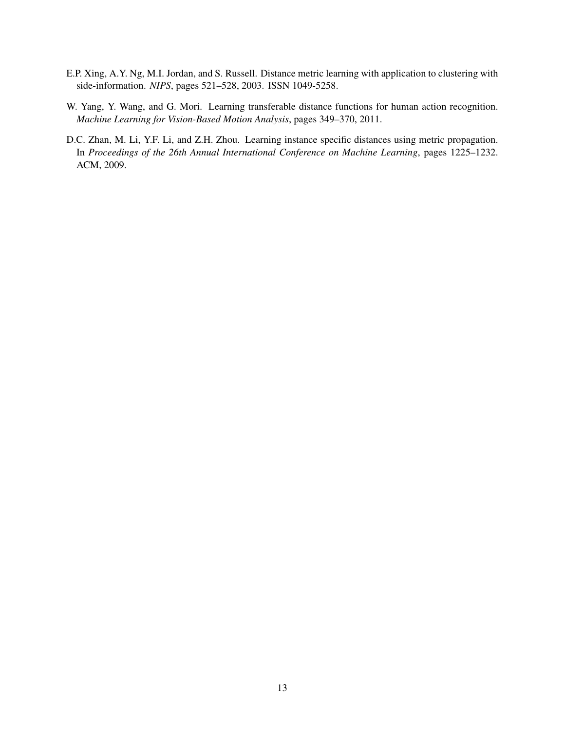E.P. Xing, A.Y. Ng, M.I. Jordan, and S. Russell. Distance metric learning with application to clustering with side-information. *NIPS*, pages 521–528, 2003. ISSN 1049-5258.

W. Yang, Y. Wang, and G. Mori. Learning transferable distance functions for human action recognition. *Machine Learning for Vision-Based Motion Analysis*, pages 349–370, 2011.

D.C. Zhan, M. Li, Y.F. Li, and Z.H. Zhou. Learning instance specific distances using metric propagation. In *Proceedings of the 26th Annual International Conference on Machine Learning*, pages 1225–1232. ACM, 2009.